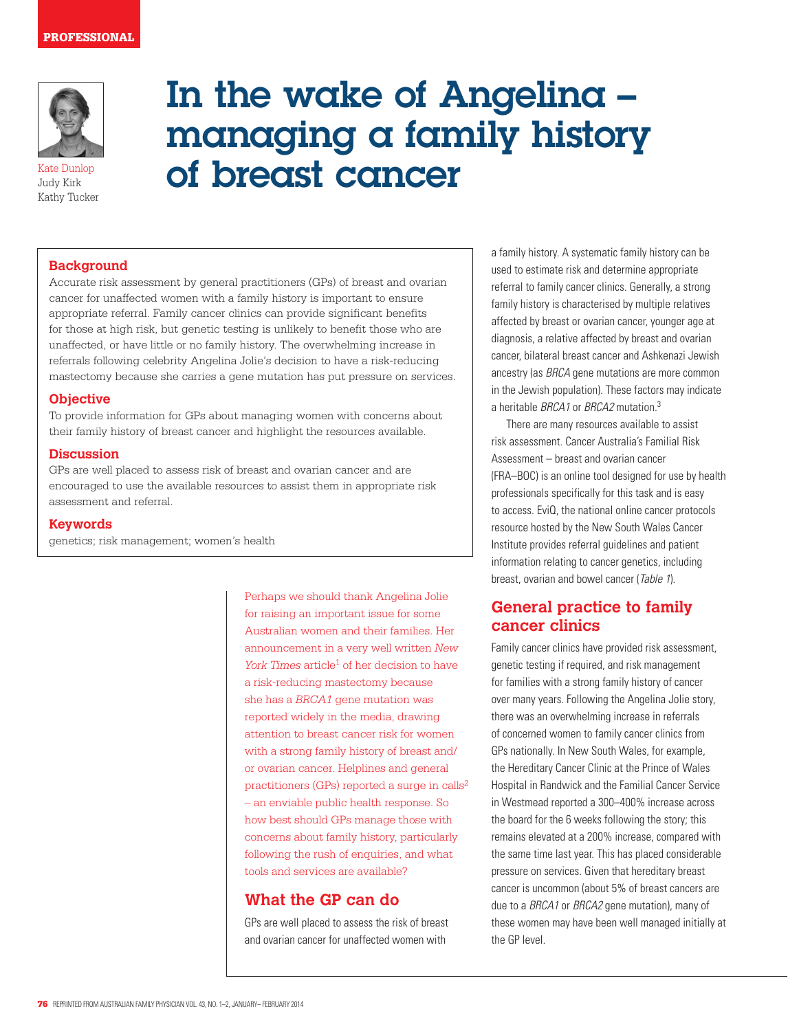PROFESSIONAL

# In the wake of Angelina – managing a family history of breast cancer

Kate Dunlop
Judy Kirk
Kathy Tucker

## Background

Accurate risk assessment by general practitioners (GPs) of breast and ovarian cancer for unaffected women with a family history is important to ensure appropriate referral. Family cancer clinics can provide significant benefits for those at high risk, but genetic testing is unlikely to benefit those who are unaffected, or have little or no family history. The overwhelming increase in referrals following celebrity Angelina Jolie's decision to have a risk-reducing mastectomy because she carries a gene mutation has put pressure on services.

## Objective

To provide information for GPs about managing women with concerns about their family history of breast cancer and highlight the resources available.

## Discussion

GPs are well placed to assess risk of breast and ovarian cancer and are encouraged to use the available resources to assist them in appropriate risk assessment and referral.

## Keywords

genetics; risk management; women's health

Perhaps we should thank Angelina Jolie for raising an important issue for some Australian women and their families. Her announcement in a very well written *New York Times* article[1] of her decision to have a risk-reducing mastectomy because she has a *BRCA1* gene mutation was reported widely in the media, drawing attention to breast cancer risk for women with a strong family history of breast and/or ovarian cancer. Helplines and general practitioners (GPs) reported a surge in calls[2] – an enviable public health response. So how best should GPs manage those with concerns about family history, particularly following the rush of enquiries, and what tools and services are available?

## What the GP can do

GPs are well placed to assess the risk of breast and ovarian cancer for unaffected women with a family history. A systematic family history can be used to estimate risk and determine appropriate referral to family cancer clinics. Generally, a strong family history is characterised by multiple relatives affected by breast or ovarian cancer, younger age at diagnosis, a relative affected by breast and ovarian cancer, bilateral breast cancer and Ashkenazi Jewish ancestry (as *BRCA* gene mutations are more common in the Jewish population). These factors may indicate a heritable *BRCA1* or *BRCA2* mutation.[3]

There are many resources available to assist risk assessment. Cancer Australia's Familial Risk Assessment – breast and ovarian cancer (FRA–BOC) is an online tool designed for use by health professionals specifically for this task and is easy to access. EviQ, the national online cancer protocols resource hosted by the New South Wales Cancer Institute provides referral guidelines and patient information relating to cancer genetics, including breast, ovarian and bowel cancer (*Table 1*).

## General practice to family cancer clinics

Family cancer clinics have provided risk assessment, genetic testing if required, and risk management for families with a strong family history of cancer over many years. Following the Angelina Jolie story, there was an overwhelming increase in referrals of concerned women to family cancer clinics from GPs nationally. In New South Wales, for example, the Hereditary Cancer Clinic at the Prince of Wales Hospital in Randwick and the Familial Cancer Service in Westmead reported a 300–400% increase across the board for the 6 weeks following the story; this remains elevated at a 200% increase, compared with the same time last year. This has placed considerable pressure on services. Given that hereditary breast cancer is uncommon (about 5% of breast cancers are due to a *BRCA1* or *BRCA2* gene mutation), many of these women may have been well managed initially at the GP level.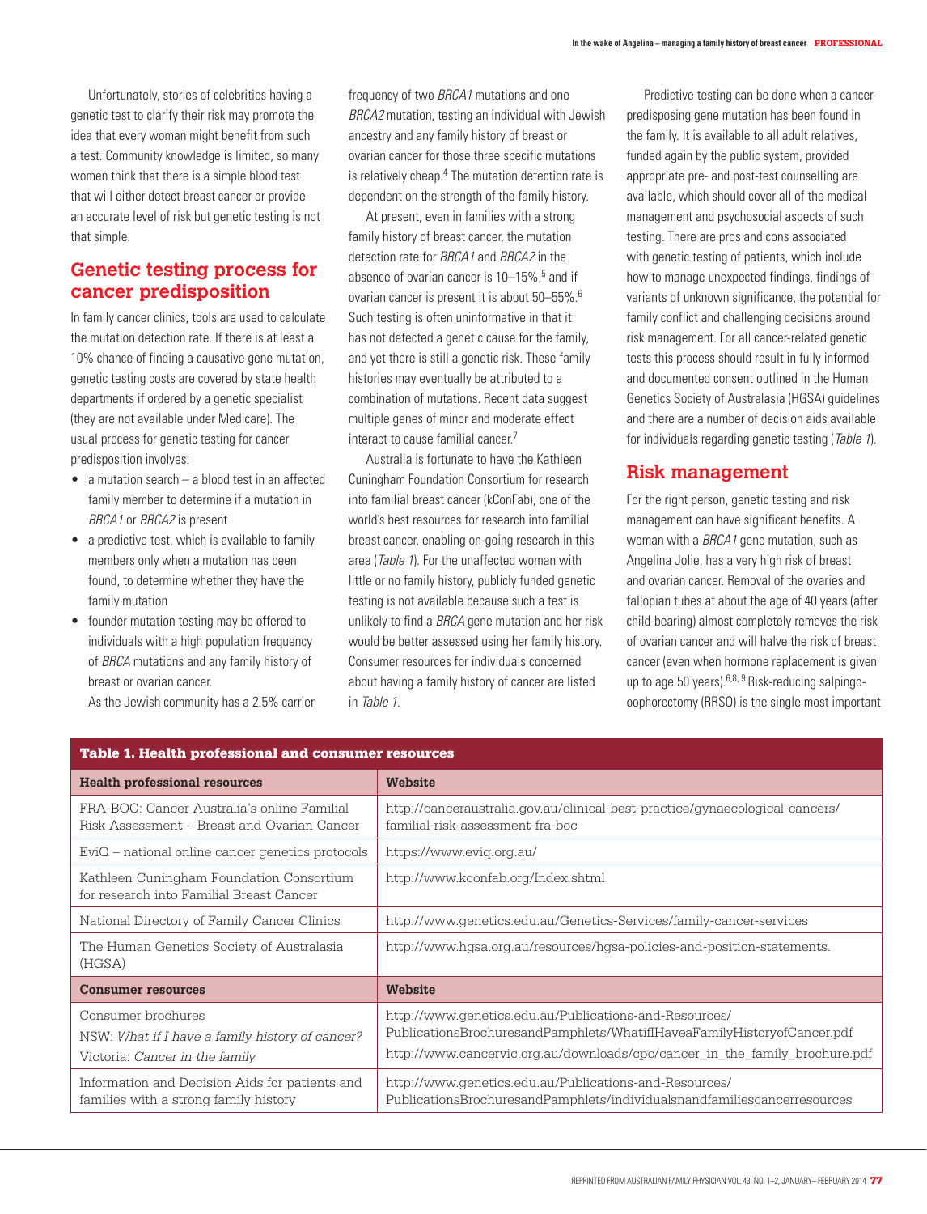Unfortunately, stories of celebrities having a genetic test to clarify their risk may promote the idea that every woman might benefit from such a test. Community knowledge is limited, so many women think that there is a simple blood test that will either detect breast cancer or provide an accurate level of risk but genetic testing is not that simple.

## Genetic testing process for cancer predisposition

In family cancer clinics, tools are used to calculate the mutation detection rate. If there is at least a 10% chance of finding a causative gene mutation, genetic testing costs are covered by state health departments if ordered by a genetic specialist (they are not available under Medicare). The usual process for genetic testing for cancer predisposition involves:

- a mutation search – a blood test in an affected family member to determine if a mutation in *BRCA1* or *BRCA2* is present
- a predictive test, which is available to family members only when a mutation has been found, to determine whether they have the family mutation
- founder mutation testing may be offered to individuals with a high population frequency of *BRCA* mutations and any family history of breast or ovarian cancer.

As the Jewish community has a 2.5% carrier frequency of two *BRCA1* mutations and one *BRCA2* mutation, testing an individual with Jewish ancestry and any family history of breast or ovarian cancer for those three specific mutations is relatively cheap.[4] The mutation detection rate is dependent on the strength of the family history.

At present, even in families with a strong family history of breast cancer, the mutation detection rate for *BRCA1* and *BRCA2* in the absence of ovarian cancer is 10–15%,[5] and if ovarian cancer is present it is about 50–55%.[6] Such testing is often uninformative in that it has not detected a genetic cause for the family, and yet there is still a genetic risk. These family histories may eventually be attributed to a combination of mutations. Recent data suggest multiple genes of minor and moderate effect interact to cause familial cancer.[7]

Australia is fortunate to have the Kathleen Cuningham Foundation Consortium for research into familial breast cancer (kConFab), one of the world's best resources for research into familial breast cancer, enabling on-going research in this area (*Table 1*). For the unaffected woman with little or no family history, publicly funded genetic testing is not available because such a test is unlikely to find a *BRCA* gene mutation and her risk would be better assessed using her family history. Consumer resources for individuals concerned about having a family history of cancer are listed in *Table 1*.

Predictive testing can be done when a cancer-predisposing gene mutation has been found in the family. It is available to all adult relatives, funded again by the public system, provided appropriate pre- and post-test counselling are available, which should cover all of the medical management and psychosocial aspects of such testing. There are pros and cons associated with genetic testing of patients, which include how to manage unexpected findings, findings of variants of unknown significance, the potential for family conflict and challenging decisions around risk management. For all cancer-related genetic tests this process should result in fully informed and documented consent outlined in the Human Genetics Society of Australasia (HGSA) guidelines and there are a number of decision aids available for individuals regarding genetic testing (*Table 1*).

## Risk management

For the right person, genetic testing and risk management can have significant benefits. A woman with a *BRCA1* gene mutation, such as Angelina Jolie, has a very high risk of breast and ovarian cancer. Removal of the ovaries and fallopian tubes at about the age of 40 years (after child-bearing) almost completely removes the risk of ovarian cancer and will halve the risk of breast cancer (even when hormone replacement is given up to age 50 years).[6,8,9] Risk-reducing salpingo-oophorectomy (RRSO) is the single most important

**Table 1. Health professional and consumer resources**

| Health professional resources | Website |
|---|---|
| FRA-BOC: Cancer Australia's online Familial Risk Assessment – Breast and Ovarian Cancer | http://canceraustralia.gov.au/clinical-best-practice/gynaecological-cancers/familial-risk-assessment-fra-boc |
| EviQ – national online cancer genetics protocols | https://www.eviq.org.au/ |
| Kathleen Cuningham Foundation Consortium for research into Familial Breast Cancer | http://www.kconfab.org/Index.shtml |
| National Directory of Family Cancer Clinics | http://www.genetics.edu.au/Genetics-Services/family-cancer-services |
| The Human Genetics Society of Australasia (HGSA) | http://www.hgsa.org.au/resources/hgsa-policies-and-position-statements. |
| **Consumer resources** | **Website** |
| Consumer brochures<br>NSW: *What if I have a family history of cancer?*<br>Victoria: *Cancer in the family* | http://www.genetics.edu.au/Publications-and-Resources/PublicationsBrochuresandPamphlets/WhatifIHaveaFamilyHistoryofCancer.pdf<br>http://www.cancervic.org.au/downloads/cpc/cancer_in_the_family_brochure.pdf |
| Information and Decision Aids for patients and families with a strong family history | http://www.genetics.edu.au/Publications-and-Resources/PublicationsBrochuresandPamphlets/individualsnandfamiliescancerresources |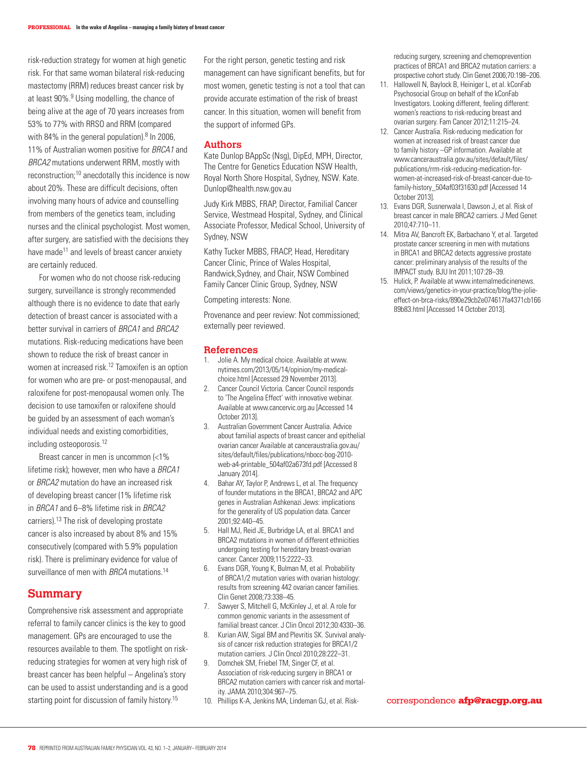risk-reduction strategy for women at high genetic risk. For that same woman bilateral risk-reducing mastectomy (RRM) reduces breast cancer risk by at least 90%.[9] Using modelling, the chance of being alive at the age of 70 years increases from 53% to 77% with RRSO and RRM (compared with 84% in the general population).[8] In 2006, 11% of Australian women positive for *BRCA1* and *BRCA2* mutations underwent RRM, mostly with reconstruction;[10] anecdotally this incidence is now about 20%. These are difficult decisions, often involving many hours of advice and counselling from members of the genetics team, including nurses and the clinical psychologist. Most women, after surgery, are satisfied with the decisions they have made[11] and levels of breast cancer anxiety are certainly reduced.

For women who do not choose risk-reducing surgery, surveillance is strongly recommended although there is no evidence to date that early detection of breast cancer is associated with a better survival in carriers of *BRCA1* and *BRCA2* mutations. Risk-reducing medications have been shown to reduce the risk of breast cancer in women at increased risk.[12] Tamoxifen is an option for women who are pre- or post-menopausal, and raloxifene for post-menopausal women only. The decision to use tamoxifen or raloxifene should be guided by an assessment of each woman's individual needs and existing comorbidities, including osteoporosis.[12]

Breast cancer in men is uncommon (<1% lifetime risk); however, men who have a *BRCA1* or *BRCA2* mutation do have an increased risk of developing breast cancer (1% lifetime risk in *BRCA1* and 6–8% lifetime risk in *BRCA2* carriers).[13] The risk of developing prostate cancer is also increased by about 8% and 15% consecutively (compared with 5.9% population risk). There is preliminary evidence for value of surveillance of men with *BRCA* mutations.[14]

## Summary

Comprehensive risk assessment and appropriate referral to family cancer clinics is the key to good management. GPs are encouraged to use the resources available to them. The spotlight on risk-reducing strategies for women at very high risk of breast cancer has been helpful – Angelina's story can be used to assist understanding and is a good starting point for discussion of family history.[15]

For the right person, genetic testing and risk management can have significant benefits, but for most women, genetic testing is not a tool that can provide accurate estimation of the risk of breast cancer. In this situation, women will benefit from the support of informed GPs.

## Authors

Kate Dunlop BAppSc (Nsg), DipEd, MPH, Director, The Centre for Genetics Education NSW Health, Royal North Shore Hospital, Sydney, NSW. Kate.Dunlop@health.nsw.gov.au

Judy Kirk MBBS, FRAP, Director, Familial Cancer Service, Westmead Hospital, Sydney, and Clinical Associate Professor, Medical School, University of Sydney, NSW

Kathy Tucker MBBS, FRACP, Head, Hereditary Cancer Clinic, Prince of Wales Hospital, Randwick,Sydney, and Chair, NSW Combined Family Cancer Clinic Group, Sydney, NSW

Competing interests: None.

Provenance and peer review: Not commissioned; externally peer reviewed.

## References

1. Jolie A. My medical choice. Available at www.nytimes.com/2013/05/14/opinion/my-medical-choice.html [Accessed 29 November 2013].
2. Cancer Council Victoria. Cancer Council responds to 'The Angelina Effect' with innovative webinar. Available at www.cancervic.org.au [Accessed 14 October 2013].
3. Australian Government Cancer Australia. Advice about familial aspects of breast cancer and epithelial ovarian cancer Available at canceraustralia.gov.au/sites/default/files/publications/nbocc-bog-2010-web-a4-printable_504af02a673fd.pdf [Accessed 8 January 2014].
4. Bahar AY, Taylor P, Andrews L, et al. The frequency of founder mutations in the BRCA1, BRCA2 and APC genes in Australian Ashkenazi Jews: implications for the generality of US population data. Cancer 2001;92:440–45.
5. Hall MJ, Reid JE, Burbridge LA, et al. BRCA1 and BRCA2 mutations in women of different ethnicities undergoing testing for hereditary breast-ovarian cancer. Cancer 2009;115:2222–33.
6. Evans DGR, Young K, Bulman M, et al. Probability of BRCA1/2 mutation varies with ovarian histology: results from screening 442 ovarian cancer families. Clin Genet 2008;73:338–45.
7. Sawyer S, Mitchell G, McKinley J, et al. A role for common genomic variants in the assessment of familial breast cancer. J Clin Oncol 2012;30:4330–36.
8. Kurian AW, Sigal BM and Plevritis SK. Survival analysis of cancer risk reduction strategies for BRCA1/2 mutation carriers. J Clin Oncol 2010;28:222–31.
9. Domchek SM, Friebel TM, Singer CF, et al. Association of risk-reducing surgery in BRCA1 or BRCA2 mutation carriers with cancer risk and mortality. JAMA 2010;304:967–75.
10. Phillips K-A, Jenkins MA, Lindeman GJ, et al. Risk-reducing surgery, screening and chemoprevention practices of BRCA1 and BRCA2 mutation carriers: a prospective cohort study. Clin Genet 2006;70:198–206.
11. Hallowell N, Baylock B, Heiniger L, et al. kConFab Psychosocial Group on behalf of the kConFab Investigators. Looking different, feeling different: women's reactions to risk-reducing breast and ovarian surgery. Fam Cancer 2012;11:215–24.
12. Cancer Australia. Risk-reducing medication for women at increased risk of breast cancer due to family history –GP information. Available at www.canceraustralia.gov.au/sites/default/files/publications/rrm-risk-reducing-medication-for-women-at-increased-risk-of-breast-cancer-due-to-family-history_504af03f31630.pdf [Accessed 14 October 2013].
13. Evans DGR, Susnerwala I, Dawson J, et al. Risk of breast cancer in male BRCA2 carriers. J Med Genet 2010;47:710–11.
14. Mitra AV, Bancroft EK, Barbachano Y, et al. Targeted prostate cancer screening in men with mutations in BRCA1 and BRCA2 detects aggressive prostate cancer: preliminary analysis of the results of the IMPACT study. BJU Int 2011;107:28–39.
15. Hulick, P. Available at www.internalmedicinenews.com/views/genetics-in-your-practice/blog/the-jolie-effect-on-brca-risks/890e29cb2e074617fa4371cb16689b83.html [Accessed 14 October 2013].

correspondence **afp@racgp.org.au**